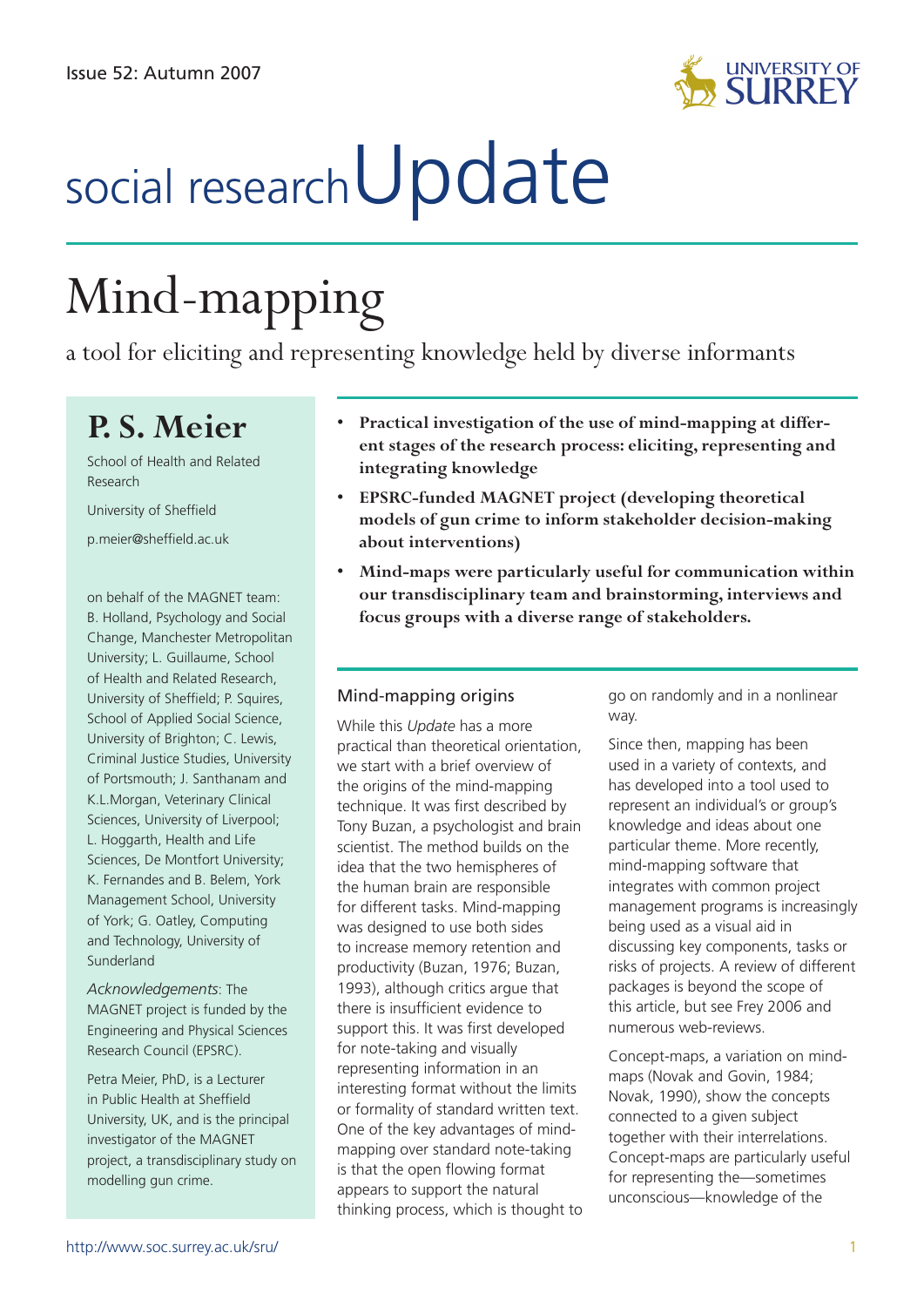Issue 52: Autumn 2007

# social research Update

# Mind-mapping

## a tool for eliciting and representing knowledge held by diverse informants

## P. S. Meier

School of Health and Related Research

University of Sheffield

p.meier@sheffield.ac.uk

on behalf of the MAGNET team: B. Holland, Psychology and Social Change, Manchester Metropolitan University; L. Guillaume, School of Health and Related Research, University of Sheffield; P. Squires, School of Applied Social Science, University of Brighton; C. Lewis, Criminal Justice Studies, University of Portsmouth; J. Santhanam and K.L.Morgan, Veterinary Clinical Sciences, University of Liverpool; L. Hoggarth, Health and Life Sciences, De Montfort University; K. Fernandes and B. Belem, York Management School, University of York; G. Oatley, Computing and Technology, University of Sunderland

*Acknowledgements*: The MAGNET project is funded by the Engineering and Physical Sciences Research Council (EPSRC).

Petra Meier, PhD, is a Lecturer in Public Health at Sheffield University, UK, and is the principal investigator of the MAGNET project, a transdisciplinary study on modelling gun crime.

- **Practical investigation of the use of mind-mapping at different stages of the research process: eliciting, representing and integrating knowledge**
- **EPSRC-funded MAGNET project (developing theoretical models of gun crime to inform stakeholder decision-making about interventions)**
- **Mind-maps were particularly useful for communication within our transdisciplinary team and brainstorming, interviews and focus groups with a diverse range of stakeholders.**

### Mind-mapping origins

While this *Update* has a more practical than theoretical orientation, we start with a brief overview of the origins of the mind-mapping technique. It was first described by Tony Buzan, a psychologist and brain scientist. The method builds on the idea that the two hemispheres of the human brain are responsible for different tasks. Mind-mapping was designed to use both sides to increase memory retention and productivity (Buzan, 1976; Buzan, 1993), although critics argue that there is insufficient evidence to support this. It was first developed for note-taking and visually representing information in an interesting format without the limits or formality of standard written text. One of the key advantages of mind-mapping over standard note-taking is that the open flowing format appears to support the natural thinking process, which is thought to go on randomly and in a nonlinear way.

Since then, mapping has been used in a variety of contexts, and has developed into a tool used to represent an individual's or group's knowledge and ideas about one particular theme. More recently, mind-mapping software that integrates with common project management programs is increasingly being used as a visual aid in discussing key components, tasks or risks of projects. A review of different packages is beyond the scope of this article, but see Frey 2006 and numerous web-reviews.

Concept-maps, a variation on mind-maps (Novak and Govin, 1984; Novak, 1990), show the concepts connected to a given subject together with their interrelations. Concept-maps are particularly useful for representing the—sometimes unconscious—knowledge of the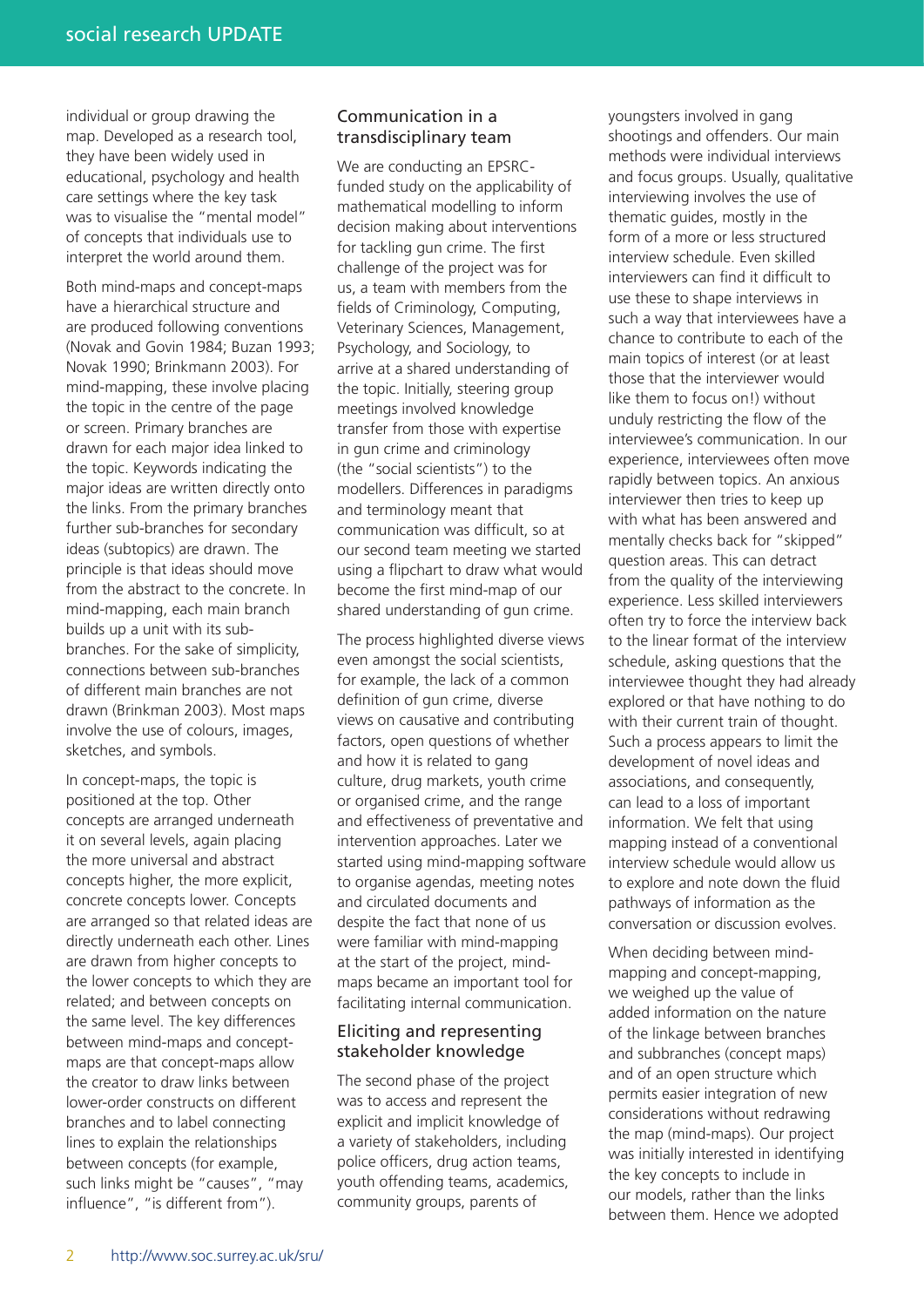individual or group drawing the map. Developed as a research tool, they have been widely used in educational, psychology and health care settings where the key task was to visualise the "mental model" of concepts that individuals use to interpret the world around them.

Both mind-maps and concept-maps have a hierarchical structure and are produced following conventions (Novak and Govin 1984; Buzan 1993; Novak 1990; Brinkmann 2003). For mind-mapping, these involve placing the topic in the centre of the page or screen. Primary branches are drawn for each major idea linked to the topic. Keywords indicating the major ideas are written directly onto the links. From the primary branches further sub-branches for secondary ideas (subtopics) are drawn. The principle is that ideas should move from the abstract to the concrete. In mind-mapping, each main branch builds up a unit with its sub-branches. For the sake of simplicity, connections between sub-branches of different main branches are not drawn (Brinkman 2003). Most maps involve the use of colours, images, sketches, and symbols.

In concept-maps, the topic is positioned at the top. Other concepts are arranged underneath it on several levels, again placing the more universal and abstract concepts higher, the more explicit, concrete concepts lower. Concepts are arranged so that related ideas are directly underneath each other. Lines are drawn from higher concepts to the lower concepts to which they are related; and between concepts on the same level. The key differences between mind-maps and concept-maps are that concept-maps allow the creator to draw links between lower-order constructs on different branches and to label connecting lines to explain the relationships between concepts (for example, such links might be "causes", "may influence", "is different from").

## Communication in a transdisciplinary team

We are conducting an EPSRC-funded study on the applicability of mathematical modelling to inform decision making about interventions for tackling gun crime. The first challenge of the project was for us, a team with members from the fields of Criminology, Computing, Veterinary Sciences, Management, Psychology, and Sociology, to arrive at a shared understanding of the topic. Initially, steering group meetings involved knowledge transfer from those with expertise in gun crime and criminology (the "social scientists") to the modellers. Differences in paradigms and terminology meant that communication was difficult, so at our second team meeting we started using a flipchart to draw what would become the first mind-map of our shared understanding of gun crime.

The process highlighted diverse views even amongst the social scientists, for example, the lack of a common definition of gun crime, diverse views on causative and contributing factors, open questions of whether and how it is related to gang culture, drug markets, youth crime or organised crime, and the range and effectiveness of preventative and intervention approaches. Later we started using mind-mapping software to organise agendas, meeting notes and circulated documents and despite the fact that none of us were familiar with mind-mapping at the start of the project, mind-maps became an important tool for facilitating internal communication.

## Eliciting and representing stakeholder knowledge

The second phase of the project was to access and represent the explicit and implicit knowledge of a variety of stakeholders, including police officers, drug action teams, youth offending teams, academics, community groups, parents of youngsters involved in gang shootings and offenders. Our main methods were individual interviews and focus groups. Usually, qualitative interviewing involves the use of thematic guides, mostly in the form of a more or less structured interview schedule. Even skilled interviewers can find it difficult to use these to shape interviews in such a way that interviewees have a chance to contribute to each of the main topics of interest (or at least those that the interviewer would like them to focus on!) without unduly restricting the flow of the interviewee's communication. In our experience, interviewees often move rapidly between topics. An anxious interviewer then tries to keep up with what has been answered and mentally checks back for "skipped" question areas. This can detract from the quality of the interviewing experience. Less skilled interviewers often try to force the interview back to the linear format of the interview schedule, asking questions that the interviewee thought they had already explored or that have nothing to do with their current train of thought. Such a process appears to limit the development of novel ideas and associations, and consequently, can lead to a loss of important information. We felt that using mapping instead of a conventional interview schedule would allow us to explore and note down the fluid pathways of information as the conversation or discussion evolves.

When deciding between mind-mapping and concept-mapping, we weighed up the value of added information on the nature of the linkage between branches and subbranches (concept maps) and of an open structure which permits easier integration of new considerations without redrawing the map (mind-maps). Our project was initially interested in identifying the key concepts to include in our models, rather than the links between them. Hence we adopted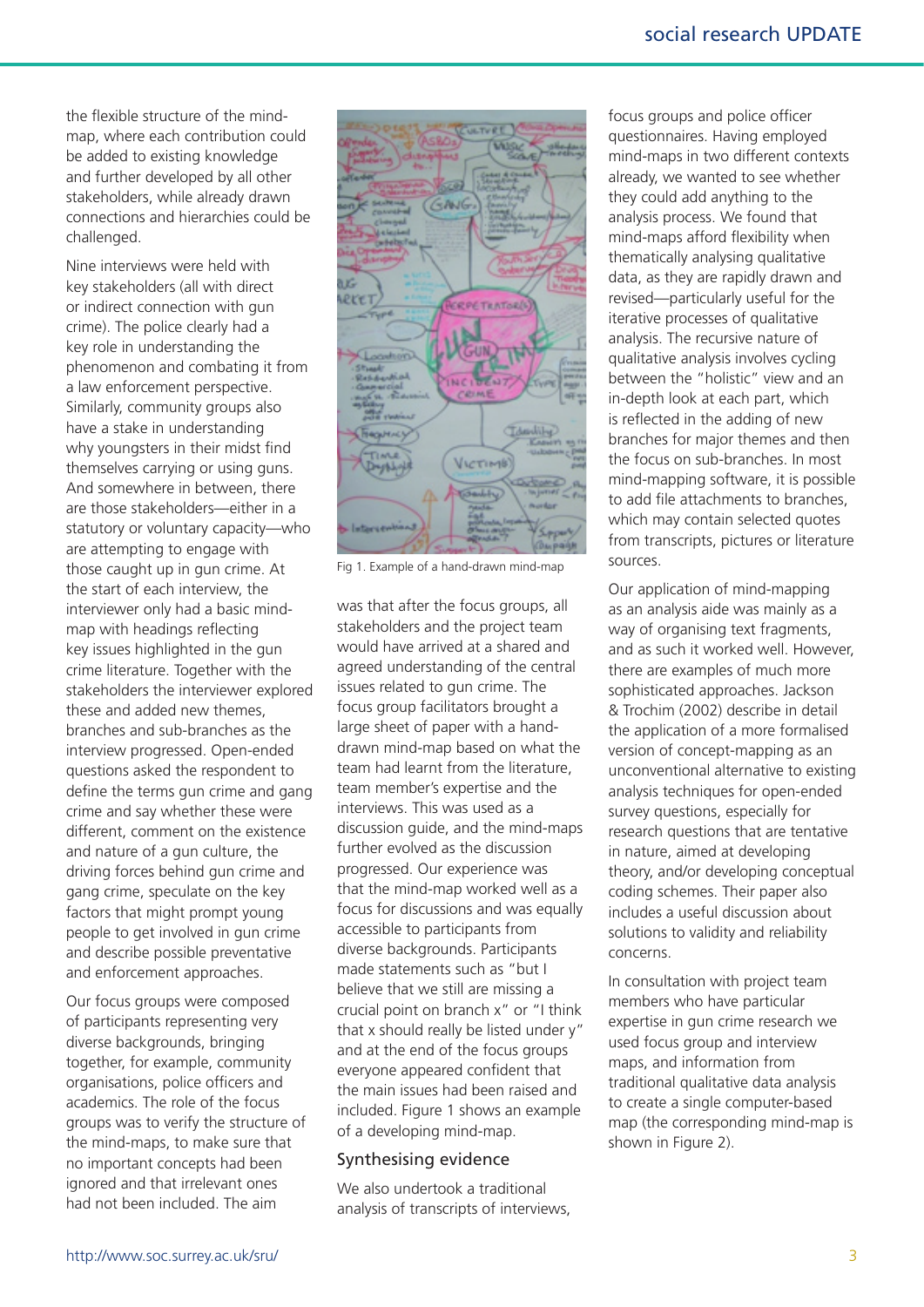the flexible structure of the mind-map, where each contribution could be added to existing knowledge and further developed by all other stakeholders, while already drawn connections and hierarchies could be challenged.

Nine interviews were held with key stakeholders (all with direct or indirect connection with gun crime). The police clearly had a key role in understanding the phenomenon and combating it from a law enforcement perspective. Similarly, community groups also have a stake in understanding why youngsters in their midst find themselves carrying or using guns. And somewhere in between, there are those stakeholders—either in a statutory or voluntary capacity—who are attempting to engage with those caught up in gun crime. At the start of each interview, the interviewer only had a basic mind-map with headings reflecting key issues highlighted in the gun crime literature. Together with the stakeholders the interviewer explored these and added new themes, branches and sub-branches as the interview progressed. Open-ended questions asked the respondent to define the terms gun crime and gang crime and say whether these were different, comment on the existence and nature of a gun culture, the driving forces behind gun crime and gang crime, speculate on the key factors that might prompt young people to get involved in gun crime and describe possible preventative and enforcement approaches.

Our focus groups were composed of participants representing very diverse backgrounds, bringing together, for example, community organisations, police officers and academics. The role of the focus groups was to verify the structure of the mind-maps, to make sure that no important concepts had been ignored and that irrelevant ones had not been included. The aim was that after the focus groups, all stakeholders and the project team would have arrived at a shared and agreed understanding of the central issues related to gun crime. The focus group facilitators brought a large sheet of paper with a hand-drawn mind-map based on what the team had learnt from the literature, team member's expertise and the interviews. This was used as a discussion guide, and the mind-maps further evolved as the discussion progressed. Our experience was that the mind-map worked well as a focus for discussions and was equally accessible to participants from diverse backgrounds. Participants made statements such as "but I believe that we still are missing a crucial point on branch x" or "I think that x should really be listed under y" and at the end of the focus groups everyone appeared confident that the main issues had been raised and included. Figure 1 shows an example of a developing mind-map.

Fig 1. Example of a hand-drawn mind-map

## Synthesising evidence

We also undertook a traditional analysis of transcripts of interviews, focus groups and police officer questionnaires. Having employed mind-maps in two different contexts already, we wanted to see whether they could add anything to the analysis process. We found that mind-maps afford flexibility when thematically analysing qualitative data, as they are rapidly drawn and revised—particularly useful for the iterative processes of qualitative analysis. The recursive nature of qualitative analysis involves cycling between the "holistic" view and an in-depth look at each part, which is reflected in the adding of new branches for major themes and then the focus on sub-branches. In most mind-mapping software, it is possible to add file attachments to branches, which may contain selected quotes from transcripts, pictures or literature sources.

Our application of mind-mapping as an analysis aide was mainly as a way of organising text fragments, and as such it worked well. However, there are examples of much more sophisticated approaches. Jackson & Trochim (2002) describe in detail the application of a more formalised version of concept-mapping as an unconventional alternative to existing analysis techniques for open-ended survey questions, especially for research questions that are tentative in nature, aimed at developing theory, and/or developing conceptual coding schemes. Their paper also includes a useful discussion about solutions to validity and reliability concerns.

In consultation with project team members who have particular expertise in gun crime research we used focus group and interview maps, and information from traditional qualitative data analysis to create a single computer-based map (the corresponding mind-map is shown in Figure 2).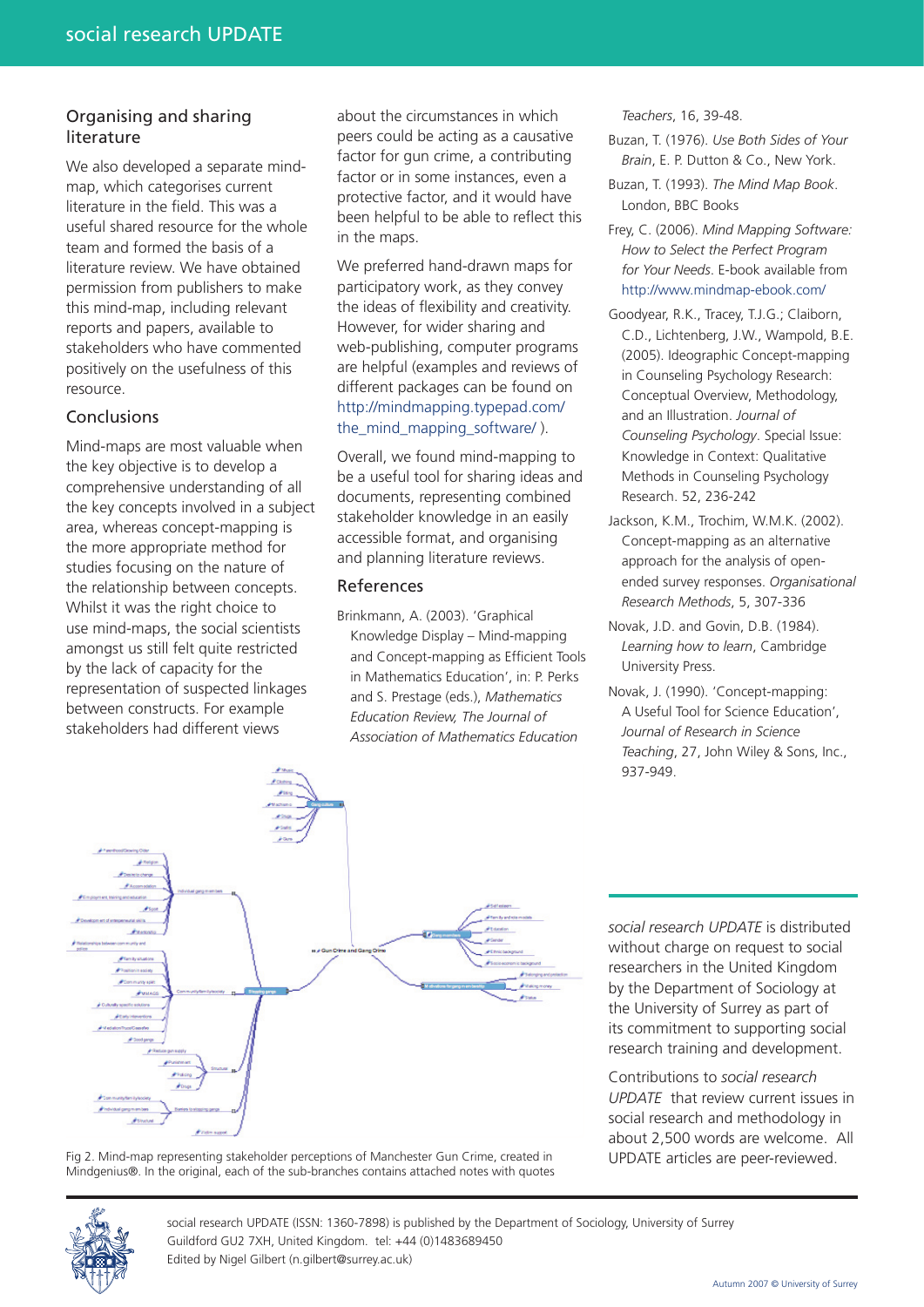## Organising and sharing literature

We also developed a separate mind-map, which categorises current literature in the field. This was a useful shared resource for the whole team and formed the basis of a literature review. We have obtained permission from publishers to make this mind-map, including relevant reports and papers, available to stakeholders who have commented positively on the usefulness of this resource.

## Conclusions

Mind-maps are most valuable when the key objective is to develop a comprehensive understanding of all the key concepts involved in a subject area, whereas concept-mapping is the more appropriate method for studies focusing on the nature of the relationship between concepts. Whilst it was the right choice to use mind-maps, the social scientists amongst us still felt quite restricted by the lack of capacity for the representation of suspected linkages between constructs. For example stakeholders had different views about the circumstances in which peers could be acting as a causative factor for gun crime, a contributing factor or in some instances, even a protective factor, and it would have been helpful to be able to reflect this in the maps.

We preferred hand-drawn maps for participatory work, as they convey the ideas of flexibility and creativity. However, for wider sharing and web-publishing, computer programs are helpful (examples and reviews of different packages can be found on http://mindmapping.typepad.com/the_mind_mapping_software/ ).

Overall, we found mind-mapping to be a useful tool for sharing ideas and documents, representing combined stakeholder knowledge in an easily accessible format, and organising and planning literature reviews.

## References

Brinkmann, A. (2003). 'Graphical Knowledge Display – Mind-mapping and Concept-mapping as Efficient Tools in Mathematics Education', in: P. Perks and S. Prestage (eds.), *Mathematics Education Review, The Journal of Association of Mathematics Education Teachers*, 16, 39-48.

Buzan, T. (1976). *Use Both Sides of Your Brain*, E. P. Dutton & Co., New York.

Buzan, T. (1993). *The Mind Map Book*. London, BBC Books

Frey, C. (2006). *Mind Mapping Software: How to Select the Perfect Program for Your Needs*. E-book available from http://www.mindmap-ebook.com/

Goodyear, R.K., Tracey, T.J.G.; Claiborn, C.D., Lichtenberg, J.W., Wampold, B.E. (2005). Ideographic Concept-mapping in Counseling Psychology Research: Conceptual Overview, Methodology, and an Illustration. *Journal of Counseling Psychology*. Special Issue: Knowledge in Context: Qualitative Methods in Counseling Psychology Research. 52, 236-242

Jackson, K.M., Trochim, W.M.K. (2002). Concept-mapping as an alternative approach for the analysis of open-ended survey responses. *Organisational Research Methods*, 5, 307-336

Novak, J.D. and Govin, D.B. (1984). *Learning how to learn*, Cambridge University Press.

Novak, J. (1990). 'Concept-mapping: A Useful Tool for Science Education', *Journal of Research in Science Teaching*, 27, John Wiley & Sons, Inc., 937-949.

Fig 2. Mind-map representing stakeholder perceptions of Manchester Gun Crime, created in Mindgenius®. In the original, each of the sub-branches contains attached notes with quotes

*social research UPDATE* is distributed without charge on request to social researchers in the United Kingdom by the Department of Sociology at the University of Surrey as part of its commitment to supporting social research training and development.

Contributions to *social research UPDATE* that review current issues in social research and methodology in about 2,500 words are welcome. All UPDATE articles are peer-reviewed.

social research UPDATE (ISSN: 1360-7898) is published by the Department of Sociology, University of Surrey Guildford GU2 7XH, United Kingdom. tel: +44 (0)1483689450
Edited by Nigel Gilbert (n.gilbert@surrey.ac.uk)

Autumn 2007 © University of Surrey